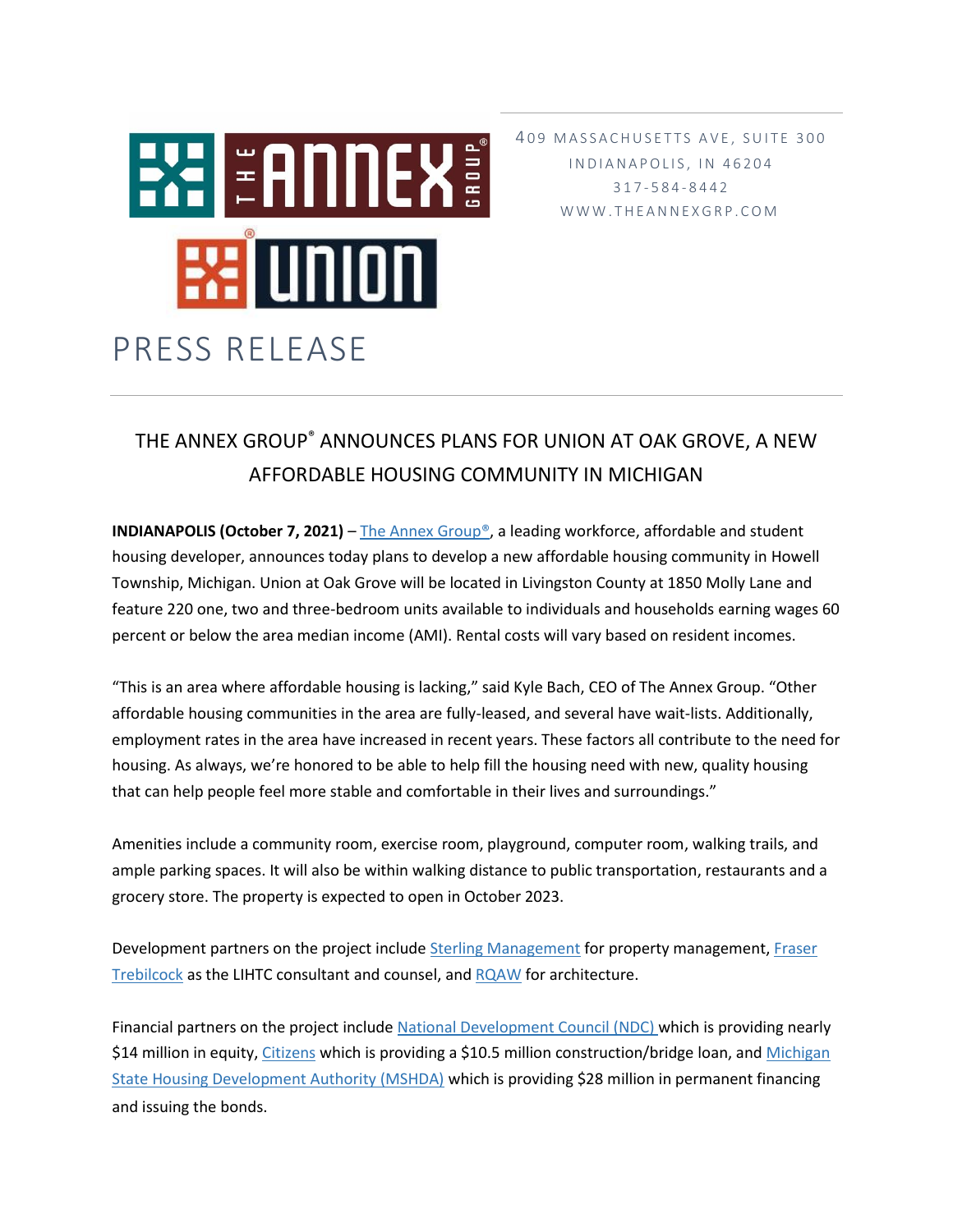409 MASSACHUSETTS AVE, SUITE 300
INDIANAPOLIS, IN 46204
317-584-8442
WWW.THEANNEXGRP.COM

# PRESS RELEASE

## THE ANNEX GROUP® ANNOUNCES PLANS FOR UNION AT OAK GROVE, A NEW AFFORDABLE HOUSING COMMUNITY IN MICHIGAN

**INDIANAPOLIS (October 7, 2021)** – The Annex Group®, a leading workforce, affordable and student housing developer, announces today plans to develop a new affordable housing community in Howell Township, Michigan. Union at Oak Grove will be located in Livingston County at 1850 Molly Lane and feature 220 one, two and three-bedroom units available to individuals and households earning wages 60 percent or below the area median income (AMI). Rental costs will vary based on resident incomes.

"This is an area where affordable housing is lacking," said Kyle Bach, CEO of The Annex Group. "Other affordable housing communities in the area are fully-leased, and several have wait-lists. Additionally, employment rates in the area have increased in recent years. These factors all contribute to the need for housing. As always, we're honored to be able to help fill the housing need with new, quality housing that can help people feel more stable and comfortable in their lives and surroundings."

Amenities include a community room, exercise room, playground, computer room, walking trails, and ample parking spaces. It will also be within walking distance to public transportation, restaurants and a grocery store. The property is expected to open in October 2023.

Development partners on the project include Sterling Management for property management, Fraser Trebilcock as the LIHTC consultant and counsel, and RQAW for architecture.

Financial partners on the project include National Development Council (NDC) which is providing nearly $14 million in equity, Citizens which is providing a $10.5 million construction/bridge loan, and Michigan State Housing Development Authority (MSHDA) which is providing $28 million in permanent financing and issuing the bonds.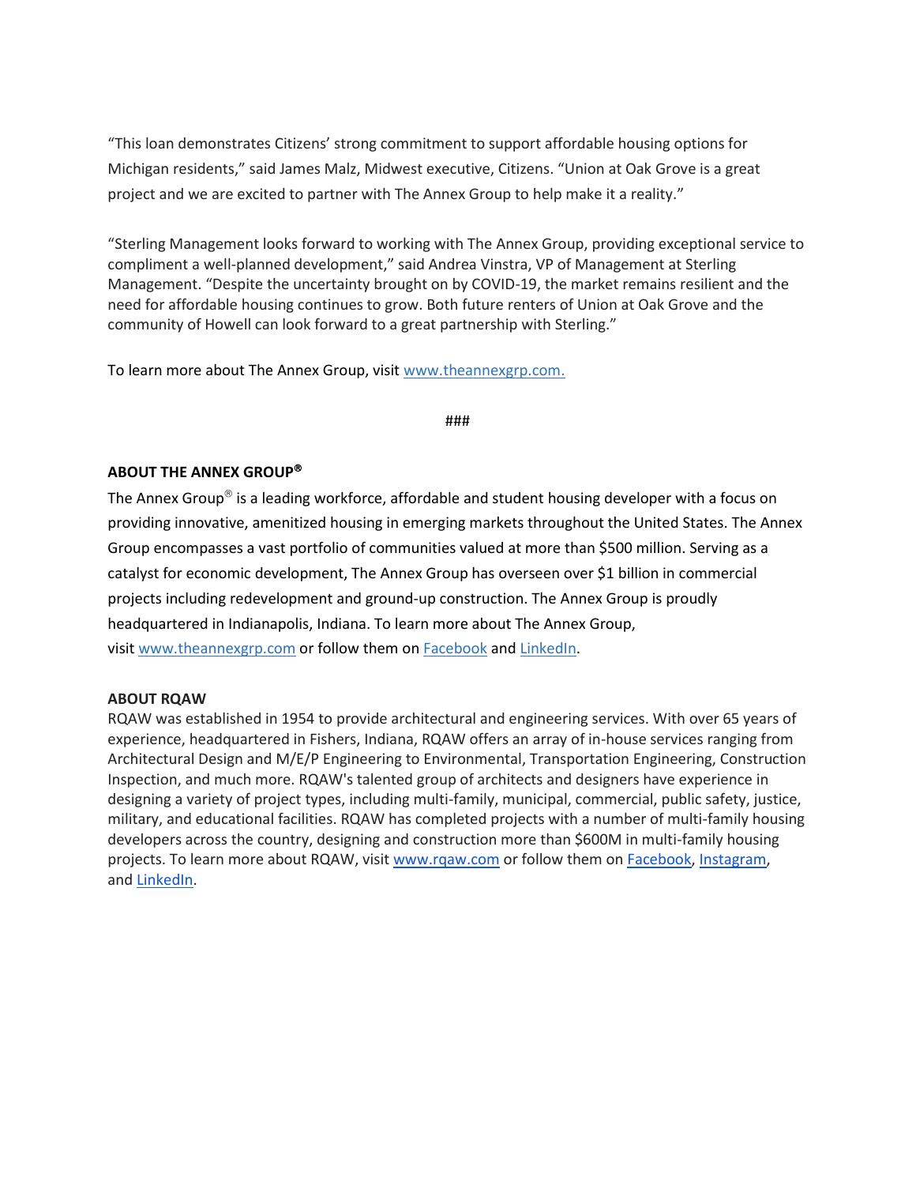"This loan demonstrates Citizens' strong commitment to support affordable housing options for Michigan residents," said James Malz, Midwest executive, Citizens. "Union at Oak Grove is a great project and we are excited to partner with The Annex Group to help make it a reality."

"Sterling Management looks forward to working with The Annex Group, providing exceptional service to compliment a well-planned development," said Andrea Vinstra, VP of Management at Sterling Management. "Despite the uncertainty brought on by COVID-19, the market remains resilient and the need for affordable housing continues to grow. Both future renters of Union at Oak Grove and the community of Howell can look forward to a great partnership with Sterling."

To learn more about The Annex Group, visit [www.theannexgrp.com.](www.theannexgrp.com)

###

**ABOUT THE ANNEX GROUP®**

The Annex Group® is a leading workforce, affordable and student housing developer with a focus on providing innovative, amenitized housing in emerging markets throughout the United States. The Annex Group encompasses a vast portfolio of communities valued at more than $500 million. Serving as a catalyst for economic development, The Annex Group has overseen over $1 billion in commercial projects including redevelopment and ground-up construction. The Annex Group is proudly headquartered in Indianapolis, Indiana. To learn more about The Annex Group, visit [www.theannexgrp.com](www.theannexgrp.com) or follow them on Facebook and LinkedIn.

**ABOUT RQAW**

RQAW was established in 1954 to provide architectural and engineering services. With over 65 years of experience, headquartered in Fishers, Indiana, RQAW offers an array of in-house services ranging from Architectural Design and M/E/P Engineering to Environmental, Transportation Engineering, Construction Inspection, and much more. RQAW's talented group of architects and designers have experience in designing a variety of project types, including multi-family, municipal, commercial, public safety, justice, military, and educational facilities. RQAW has completed projects with a number of multi-family housing developers across the country, designing and construction more than $600M in multi-family housing projects. To learn more about RQAW, visit [www.rqaw.com](www.rqaw.com) or follow them on Facebook, Instagram, and LinkedIn.